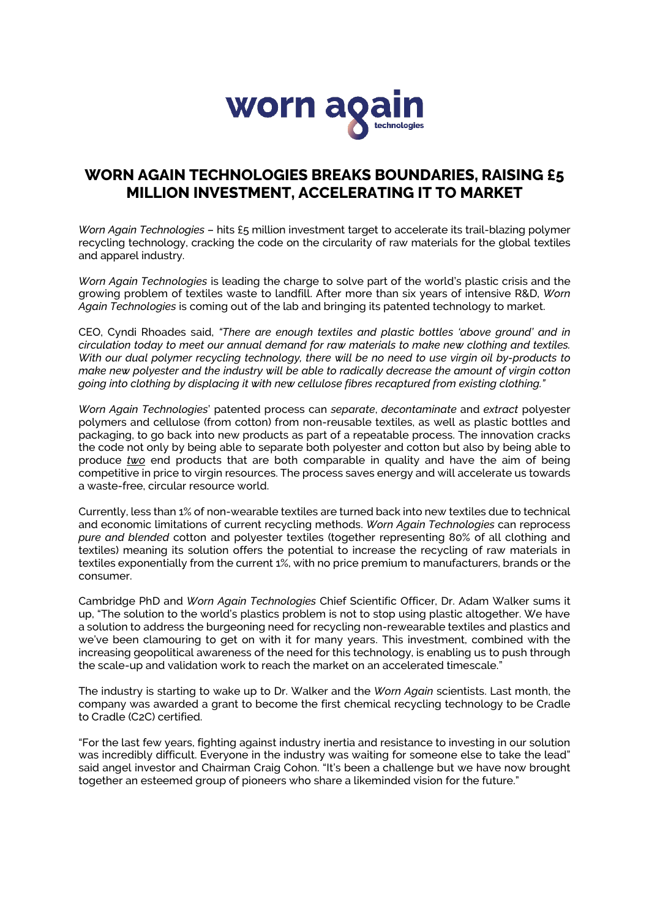worn again technologies

# WORN AGAIN TECHNOLOGIES BREAKS BOUNDARIES, RAISING £5 MILLION INVESTMENT, ACCELERATING IT TO MARKET

*Worn Again Technologies* – hits £5 million investment target to accelerate its trail-blazing polymer recycling technology, cracking the code on the circularity of raw materials for the global textiles and apparel industry.

*Worn Again Technologies* is leading the charge to solve part of the world's plastic crisis and the growing problem of textiles waste to landfill. After more than six years of intensive R&D, *Worn Again Technologies* is coming out of the lab and bringing its patented technology to market.

CEO, Cyndi Rhoades said, *"There are enough textiles and plastic bottles 'above ground' and in circulation today to meet our annual demand for raw materials to make new clothing and textiles. With our dual polymer recycling technology, there will be no need to use virgin oil by-products to make new polyester and the industry will be able to radically decrease the amount of virgin cotton going into clothing by displacing it with new cellulose fibres recaptured from existing clothing."*

*Worn Again Technologies*' patented process can *separate*, *decontaminate* and *extract* polyester polymers and cellulose (from cotton) from non-reusable textiles, as well as plastic bottles and packaging, to go back into new products as part of a repeatable process. The innovation cracks the code not only by being able to separate both polyester and cotton but also by being able to produce ***two*** end products that are both comparable in quality and have the aim of being competitive in price to virgin resources. The process saves energy and will accelerate us towards a waste-free, circular resource world.

Currently, less than 1% of non-wearable textiles are turned back into new textiles due to technical and economic limitations of current recycling methods. *Worn Again Technologies* can reprocess *pure and blended* cotton and polyester textiles (together representing 80% of all clothing and textiles) meaning its solution offers the potential to increase the recycling of raw materials in textiles exponentially from the current 1%, with no price premium to manufacturers, brands or the consumer.

Cambridge PhD and *Worn Again Technologies* Chief Scientific Officer, Dr. Adam Walker sums it up, "The solution to the world's plastics problem is not to stop using plastic altogether. We have a solution to address the burgeoning need for recycling non-rewearable textiles and plastics and we've been clamouring to get on with it for many years. This investment, combined with the increasing geopolitical awareness of the need for this technology, is enabling us to push through the scale-up and validation work to reach the market on an accelerated timescale."

The industry is starting to wake up to Dr. Walker and the *Worn Again* scientists. Last month, the company was awarded a grant to become the first chemical recycling technology to be Cradle to Cradle (C2C) certified.

"For the last few years, fighting against industry inertia and resistance to investing in our solution was incredibly difficult. Everyone in the industry was waiting for someone else to take the lead" said angel investor and Chairman Craig Cohon. "It's been a challenge but we have now brought together an esteemed group of pioneers who share a likeminded vision for the future."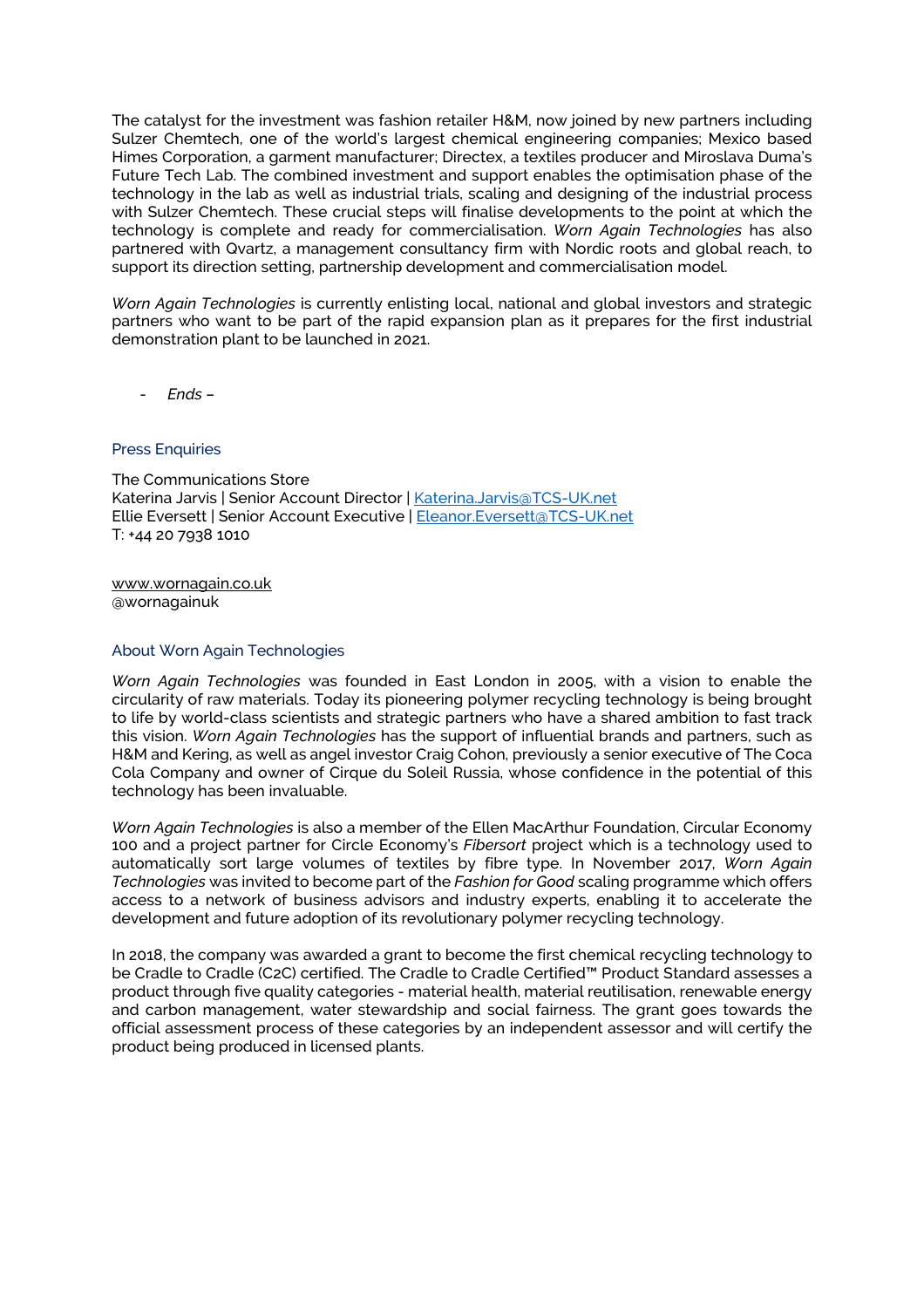The catalyst for the investment was fashion retailer H&M, now joined by new partners including Sulzer Chemtech, one of the world's largest chemical engineering companies; Mexico based Himes Corporation, a garment manufacturer; Directex, a textiles producer and Miroslava Duma's Future Tech Lab. The combined investment and support enables the optimisation phase of the technology in the lab as well as industrial trials, scaling and designing of the industrial process with Sulzer Chemtech. These crucial steps will finalise developments to the point at which the technology is complete and ready for commercialisation. *Worn Again Technologies* has also partnered with Qvartz, a management consultancy firm with Nordic roots and global reach, to support its direction setting, partnership development and commercialisation model.

*Worn Again Technologies* is currently enlisting local, national and global investors and strategic partners who want to be part of the rapid expansion plan as it prepares for the first industrial demonstration plant to be launched in 2021.

- *Ends –*

## Press Enquiries

The Communications Store
Katerina Jarvis | Senior Account Director | Katerina.Jarvis@TCS-UK.net
Ellie Eversett | Senior Account Executive | Eleanor.Eversett@TCS-UK.net
T: +44 20 7938 1010

www.wornagain.co.uk
@wornagainuk

## About Worn Again Technologies

*Worn Again Technologies* was founded in East London in 2005, with a vision to enable the circularity of raw materials. Today its pioneering polymer recycling technology is being brought to life by world-class scientists and strategic partners who have a shared ambition to fast track this vision. *Worn Again Technologies* has the support of influential brands and partners, such as H&M and Kering, as well as angel investor Craig Cohon, previously a senior executive of The Coca Cola Company and owner of Cirque du Soleil Russia, whose confidence in the potential of this technology has been invaluable.

*Worn Again Technologies* is also a member of the Ellen MacArthur Foundation, Circular Economy 100 and a project partner for Circle Economy's *Fibersort* project which is a technology used to automatically sort large volumes of textiles by fibre type. In November 2017, *Worn Again Technologies* was invited to become part of the *Fashion for Good* scaling programme which offers access to a network of business advisors and industry experts, enabling it to accelerate the development and future adoption of its revolutionary polymer recycling technology.

In 2018, the company was awarded a grant to become the first chemical recycling technology to be Cradle to Cradle (C2C) certified. The Cradle to Cradle Certified™ Product Standard assesses a product through five quality categories - material health, material reutilisation, renewable energy and carbon management, water stewardship and social fairness. The grant goes towards the official assessment process of these categories by an independent assessor and will certify the product being produced in licensed plants.